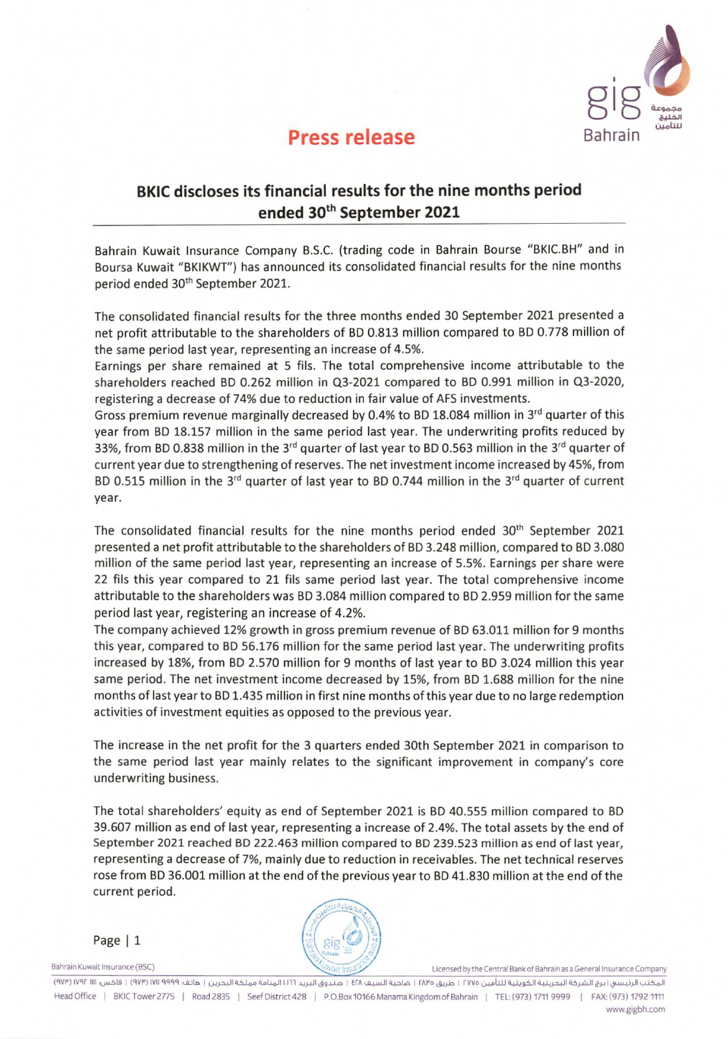# Press release

## BKIC discloses its financial results for the nine months period ended 30th September 2021

Bahrain Kuwait Insurance Company B.S.C. (trading code in Bahrain Bourse "BKIC.BH" and in Boursa Kuwait "BKIKWT") has announced its consolidated financial results for the nine months period ended 30th September 2021.

The consolidated financial results for the three months ended 30 September 2021 presented a net profit attributable to the shareholders of BD 0.813 million compared to BD 0.778 million of the same period last year, representing an increase of 4.5%.
Earnings per share remained at 5 fils. The total comprehensive income attributable to the shareholders reached BD 0.262 million in Q3-2021 compared to BD 0.991 million in Q3-2020, registering a decrease of 74% due to reduction in fair value of AFS investments.
Gross premium revenue marginally decreased by 0.4% to BD 18.084 million in 3rd quarter of this year from BD 18.157 million in the same period last year. The underwriting profits reduced by 33%, from BD 0.838 million in the 3rd quarter of last year to BD 0.563 million in the 3rd quarter of current year due to strengthening of reserves. The net investment income increased by 45%, from BD 0.515 million in the 3rd quarter of last year to BD 0.744 million in the 3rd quarter of current year.

The consolidated financial results for the nine months period ended 30th September 2021 presented a net profit attributable to the shareholders of BD 3.248 million, compared to BD 3.080 million of the same period last year, representing an increase of 5.5%. Earnings per share were 22 fils this year compared to 21 fils same period last year. The total comprehensive income attributable to the shareholders was BD 3.084 million compared to BD 2.959 million for the same period last year, registering an increase of 4.2%.
The company achieved 12% growth in gross premium revenue of BD 63.011 million for 9 months this year, compared to BD 56.176 million for the same period last year. The underwriting profits increased by 18%, from BD 2.570 million for 9 months of last year to BD 3.024 million this year same period. The net investment income decreased by 15%, from BD 1.688 million for the nine months of last year to BD 1.435 million in first nine months of this year due to no large redemption activities of investment equities as opposed to the previous year.

The increase in the net profit for the 3 quarters ended 30th September 2021 in comparison to the same period last year mainly relates to the significant improvement in company's core underwriting business.

The total shareholders' equity as end of September 2021 is BD 40.555 million compared to BD 39.607 million as end of last year, representing a increase of 2.4%. The total assets by the end of September 2021 reached BD 222.463 million compared to BD 239.523 million as end of last year, representing a decrease of 7%, mainly due to reduction in receivables. The net technical reserves rose from BD 36.001 million at the end of the previous year to BD 41.830 million at the end of the current period.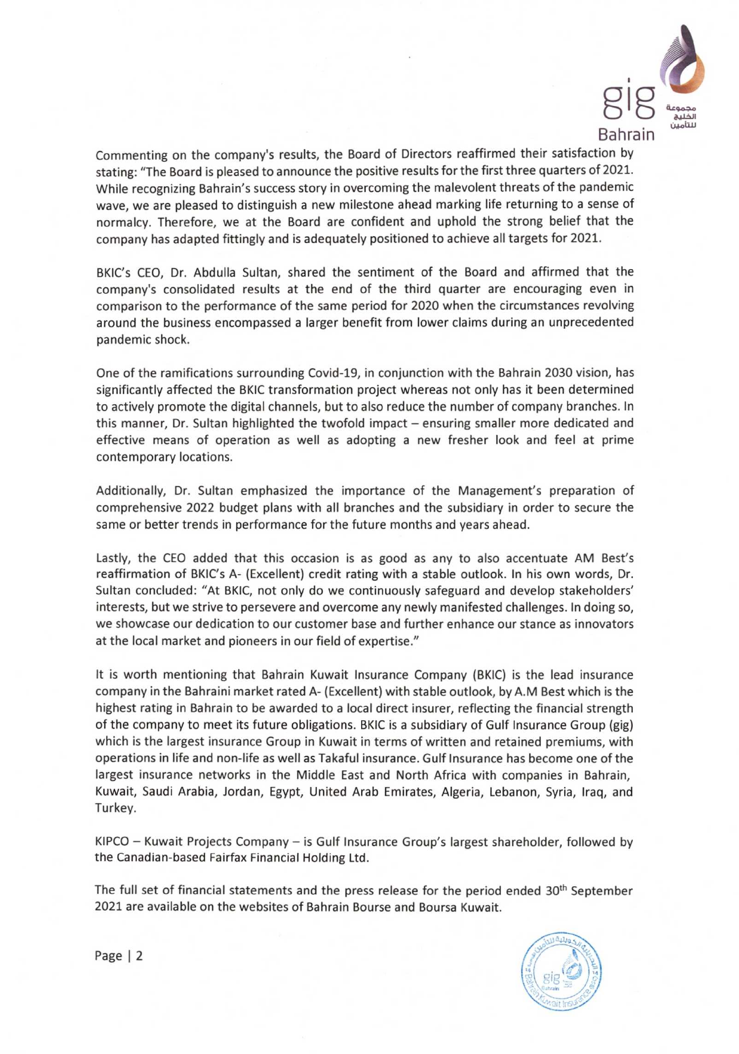Commenting on the company's results, the Board of Directors reaffirmed their satisfaction by stating: "The Board is pleased to announce the positive results for the first three quarters of 2021. While recognizing Bahrain's success story in overcoming the malevolent threats of the pandemic wave, we are pleased to distinguish a new milestone ahead marking life returning to a sense of normalcy. Therefore, we at the Board are confident and uphold the strong belief that the company has adapted fittingly and is adequately positioned to achieve all targets for 2021.

BKIC's CEO, Dr. Abdulla Sultan, shared the sentiment of the Board and affirmed that the company's consolidated results at the end of the third quarter are encouraging even in comparison to the performance of the same period for 2020 when the circumstances revolving around the business encompassed a larger benefit from lower claims during an unprecedented pandemic shock.

One of the ramifications surrounding Covid-19, in conjunction with the Bahrain 2030 vision, has significantly affected the BKIC transformation project whereas not only has it been determined to actively promote the digital channels, but to also reduce the number of company branches. In this manner, Dr. Sultan highlighted the twofold impact – ensuring smaller more dedicated and effective means of operation as well as adopting a new fresher look and feel at prime contemporary locations.

Additionally, Dr. Sultan emphasized the importance of the Management's preparation of comprehensive 2022 budget plans with all branches and the subsidiary in order to secure the same or better trends in performance for the future months and years ahead.

Lastly, the CEO added that this occasion is as good as any to also accentuate AM Best's reaffirmation of BKIC's A- (Excellent) credit rating with a stable outlook. In his own words, Dr. Sultan concluded: "At BKIC, not only do we continuously safeguard and develop stakeholders' interests, but we strive to persevere and overcome any newly manifested challenges. In doing so, we showcase our dedication to our customer base and further enhance our stance as innovators at the local market and pioneers in our field of expertise."

It is worth mentioning that Bahrain Kuwait Insurance Company (BKIC) is the lead insurance company in the Bahraini market rated A- (Excellent) with stable outlook, by A.M Best which is the highest rating in Bahrain to be awarded to a local direct insurer, reflecting the financial strength of the company to meet its future obligations. BKIC is a subsidiary of Gulf Insurance Group (gig) which is the largest insurance Group in Kuwait in terms of written and retained premiums, with operations in life and non-life as well as Takaful insurance. Gulf Insurance has become one of the largest insurance networks in the Middle East and North Africa with companies in Bahrain, Kuwait, Saudi Arabia, Jordan, Egypt, United Arab Emirates, Algeria, Lebanon, Syria, Iraq, and Turkey.

KIPCO – Kuwait Projects Company – is Gulf Insurance Group's largest shareholder, followed by the Canadian-based Fairfax Financial Holding Ltd.

The full set of financial statements and the press release for the period ended 30th September 2021 are available on the websites of Bahrain Bourse and Boursa Kuwait.